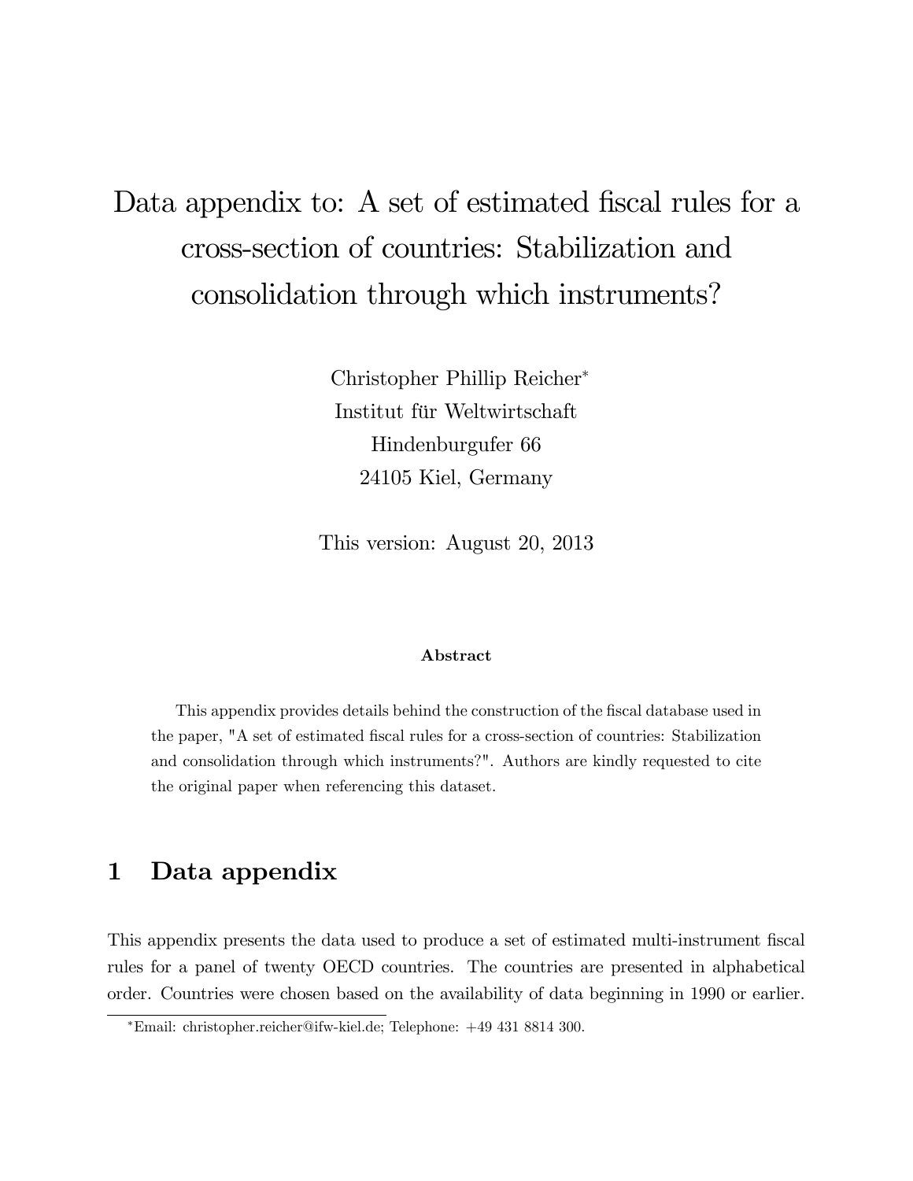# Data appendix to: A set of estimated fiscal rules for a cross-section of countries: Stabilization and consolidation through which instruments?

Christopher Phillip Reicher*
Institut für Weltwirtschaft
Hindenburgufer 66
24105 Kiel, Germany

This version: August 20, 2013

**Abstract**

This appendix provides details behind the construction of the fiscal database used in the paper, "A set of estimated fiscal rules for a cross-section of countries: Stabilization and consolidation through which instruments?". Authors are kindly requested to cite the original paper when referencing this dataset.

## 1 Data appendix

This appendix presents the data used to produce a set of estimated multi-instrument fiscal rules for a panel of twenty OECD countries. The countries are presented in alphabetical order. Countries were chosen based on the availability of data beginning in 1990 or earlier.

*Email: christopher.reicher@ifw-kiel.de; Telephone: +49 431 8814 300.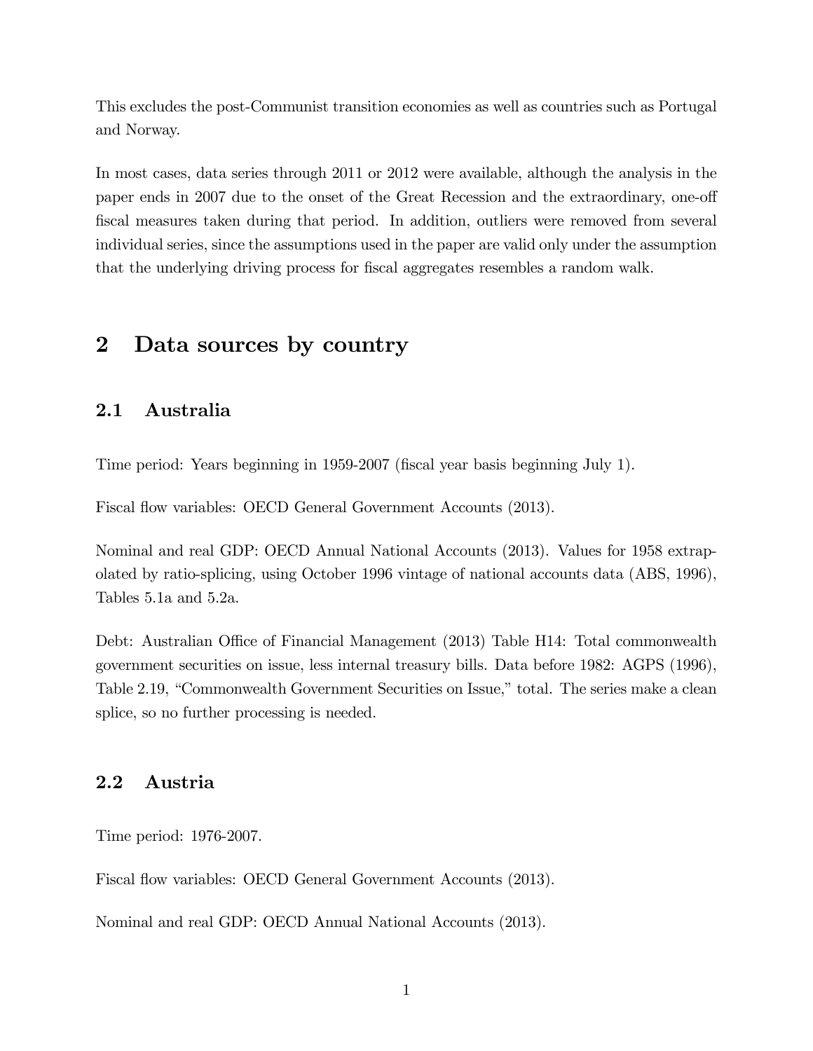This excludes the post-Communist transition economies as well as countries such as Portugal and Norway.

In most cases, data series through 2011 or 2012 were available, although the analysis in the paper ends in 2007 due to the onset of the Great Recession and the extraordinary, one-off fiscal measures taken during that period. In addition, outliers were removed from several individual series, since the assumptions used in the paper are valid only under the assumption that the underlying driving process for fiscal aggregates resembles a random walk.

## 2 Data sources by country

### 2.1 Australia

Time period: Years beginning in 1959-2007 (fiscal year basis beginning July 1).

Fiscal flow variables: OECD General Government Accounts (2013).

Nominal and real GDP: OECD Annual National Accounts (2013). Values for 1958 extrapolated by ratio-splicing, using October 1996 vintage of national accounts data (ABS, 1996), Tables 5.1a and 5.2a.

Debt: Australian Office of Financial Management (2013) Table H14: Total commonwealth government securities on issue, less internal treasury bills. Data before 1982: AGPS (1996), Table 2.19, "Commonwealth Government Securities on Issue," total. The series make a clean splice, so no further processing is needed.

### 2.2 Austria

Time period: 1976-2007.

Fiscal flow variables: OECD General Government Accounts (2013).

Nominal and real GDP: OECD Annual National Accounts (2013).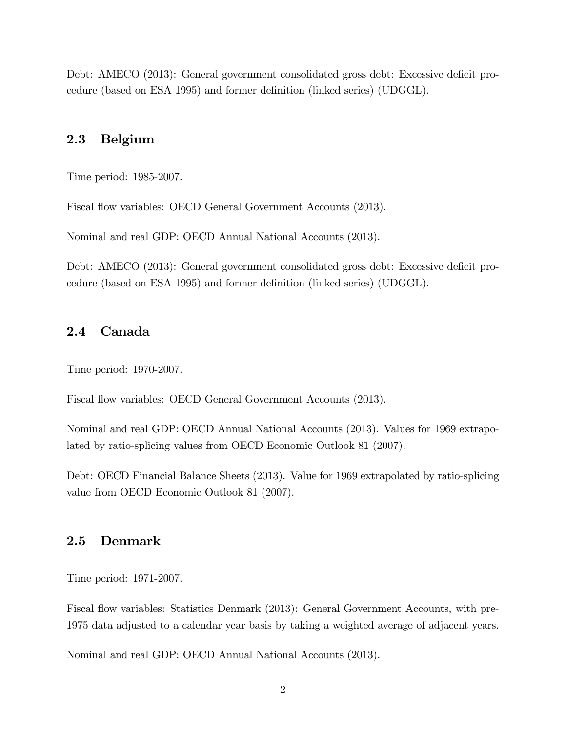Debt: AMECO (2013): General government consolidated gross debt: Excessive deficit procedure (based on ESA 1995) and former definition (linked series) (UDGGL).

## 2.3 Belgium

Time period: 1985-2007.

Fiscal flow variables: OECD General Government Accounts (2013).

Nominal and real GDP: OECD Annual National Accounts (2013).

Debt: AMECO (2013): General government consolidated gross debt: Excessive deficit procedure (based on ESA 1995) and former definition (linked series) (UDGGL).

## 2.4 Canada

Time period: 1970-2007.

Fiscal flow variables: OECD General Government Accounts (2013).

Nominal and real GDP: OECD Annual National Accounts (2013). Values for 1969 extrapolated by ratio-splicing values from OECD Economic Outlook 81 (2007).

Debt: OECD Financial Balance Sheets (2013). Value for 1969 extrapolated by ratio-splicing value from OECD Economic Outlook 81 (2007).

## 2.5 Denmark

Time period: 1971-2007.

Fiscal flow variables: Statistics Denmark (2013): General Government Accounts, with pre-1975 data adjusted to a calendar year basis by taking a weighted average of adjacent years.

Nominal and real GDP: OECD Annual National Accounts (2013).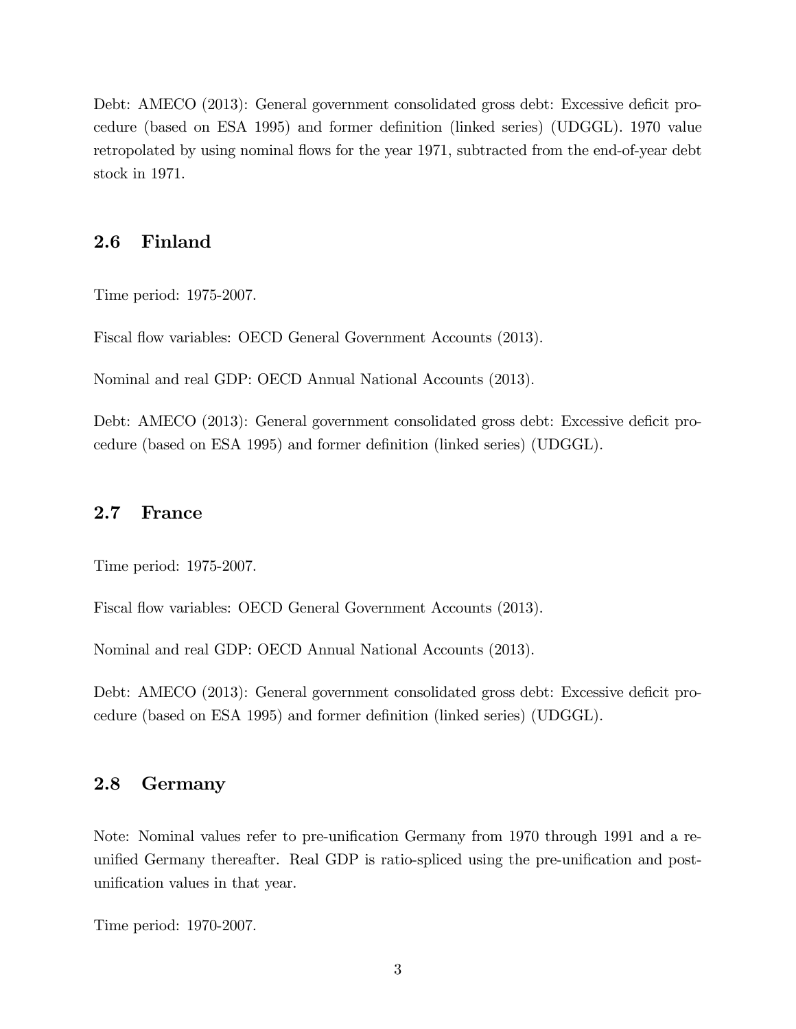Debt: AMECO (2013): General government consolidated gross debt: Excessive deficit procedure (based on ESA 1995) and former definition (linked series) (UDGGL). 1970 value retropolated by using nominal flows for the year 1971, subtracted from the end-of-year debt stock in 1971.

## 2.6 Finland

Time period: 1975-2007.

Fiscal flow variables: OECD General Government Accounts (2013).

Nominal and real GDP: OECD Annual National Accounts (2013).

Debt: AMECO (2013): General government consolidated gross debt: Excessive deficit procedure (based on ESA 1995) and former definition (linked series) (UDGGL).

## 2.7 France

Time period: 1975-2007.

Fiscal flow variables: OECD General Government Accounts (2013).

Nominal and real GDP: OECD Annual National Accounts (2013).

Debt: AMECO (2013): General government consolidated gross debt: Excessive deficit procedure (based on ESA 1995) and former definition (linked series) (UDGGL).

## 2.8 Germany

Note: Nominal values refer to pre-unification Germany from 1970 through 1991 and a reunified Germany thereafter. Real GDP is ratio-spliced using the pre-unification and post-unification values in that year.

Time period: 1970-2007.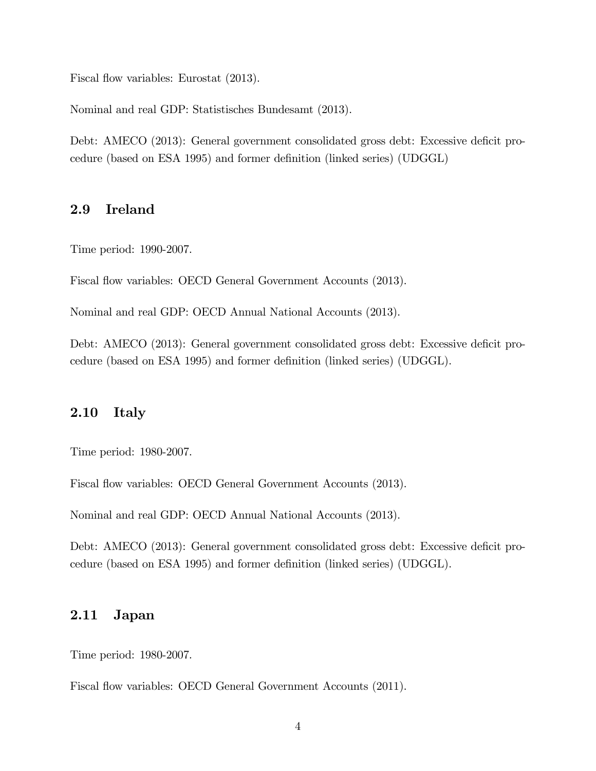Fiscal flow variables: Eurostat (2013).

Nominal and real GDP: Statistisches Bundesamt (2013).

Debt: AMECO (2013): General government consolidated gross debt: Excessive deficit procedure (based on ESA 1995) and former definition (linked series) (UDGGL)

## 2.9 Ireland

Time period: 1990-2007.

Fiscal flow variables: OECD General Government Accounts (2013).

Nominal and real GDP: OECD Annual National Accounts (2013).

Debt: AMECO (2013): General government consolidated gross debt: Excessive deficit procedure (based on ESA 1995) and former definition (linked series) (UDGGL).

## 2.10 Italy

Time period: 1980-2007.

Fiscal flow variables: OECD General Government Accounts (2013).

Nominal and real GDP: OECD Annual National Accounts (2013).

Debt: AMECO (2013): General government consolidated gross debt: Excessive deficit procedure (based on ESA 1995) and former definition (linked series) (UDGGL).

## 2.11 Japan

Time period: 1980-2007.

Fiscal flow variables: OECD General Government Accounts (2011).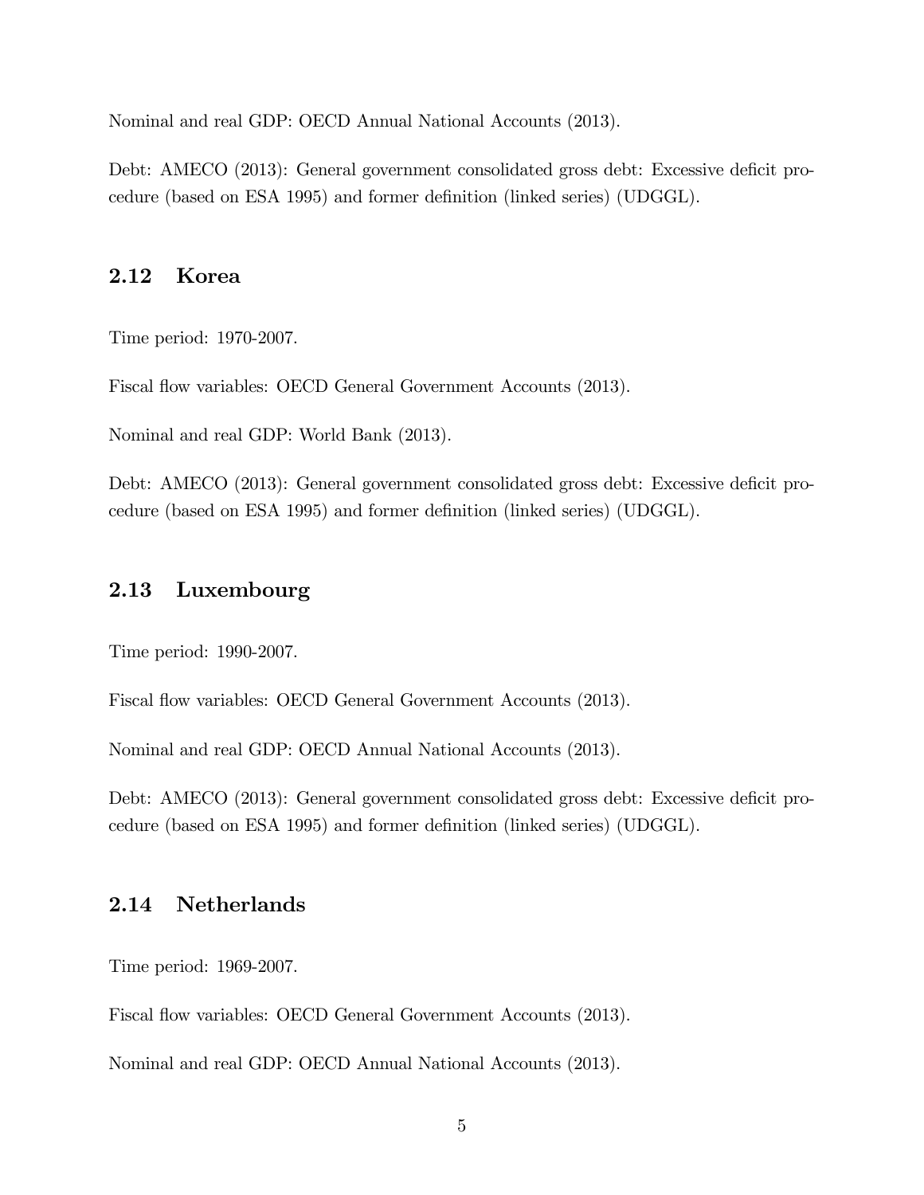Nominal and real GDP: OECD Annual National Accounts (2013).

Debt: AMECO (2013): General government consolidated gross debt: Excessive deficit procedure (based on ESA 1995) and former definition (linked series) (UDGGL).

## 2.12 Korea

Time period: 1970-2007.

Fiscal flow variables: OECD General Government Accounts (2013).

Nominal and real GDP: World Bank (2013).

Debt: AMECO (2013): General government consolidated gross debt: Excessive deficit procedure (based on ESA 1995) and former definition (linked series) (UDGGL).

## 2.13 Luxembourg

Time period: 1990-2007.

Fiscal flow variables: OECD General Government Accounts (2013).

Nominal and real GDP: OECD Annual National Accounts (2013).

Debt: AMECO (2013): General government consolidated gross debt: Excessive deficit procedure (based on ESA 1995) and former definition (linked series) (UDGGL).

## 2.14 Netherlands

Time period: 1969-2007.

Fiscal flow variables: OECD General Government Accounts (2013).

Nominal and real GDP: OECD Annual National Accounts (2013).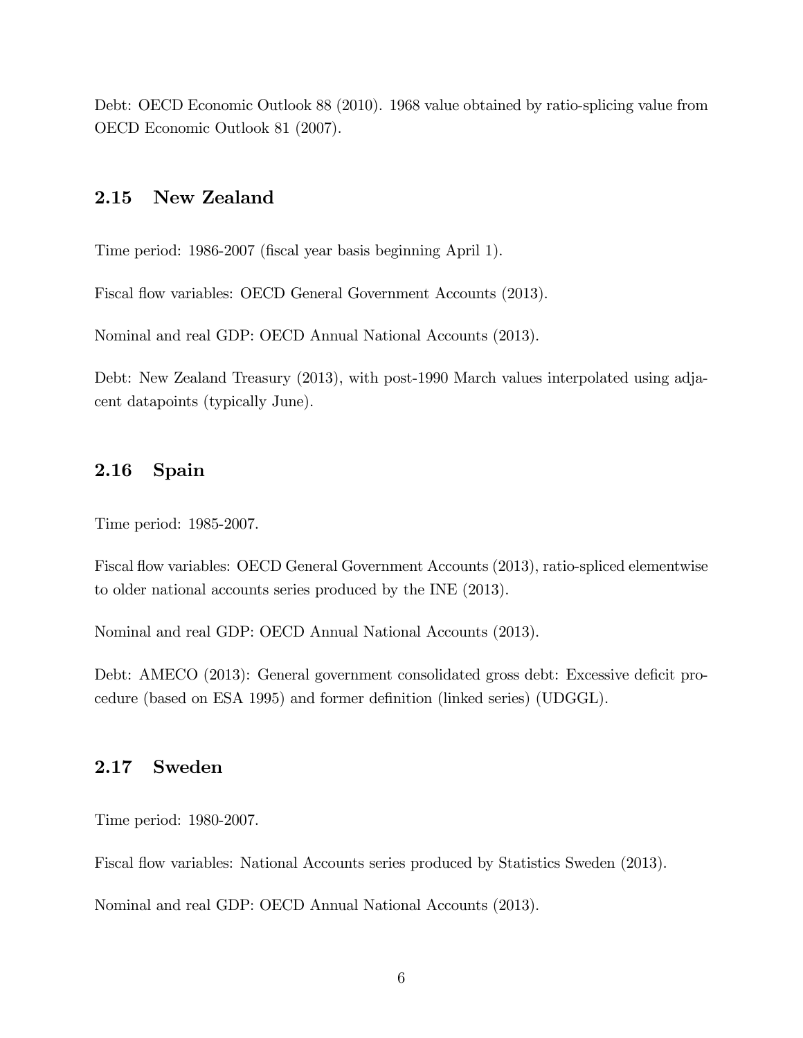Debt: OECD Economic Outlook 88 (2010). 1968 value obtained by ratio-splicing value from OECD Economic Outlook 81 (2007).

## 2.15 New Zealand

Time period: 1986-2007 (fiscal year basis beginning April 1).

Fiscal flow variables: OECD General Government Accounts (2013).

Nominal and real GDP: OECD Annual National Accounts (2013).

Debt: New Zealand Treasury (2013), with post-1990 March values interpolated using adjacent datapoints (typically June).

## 2.16 Spain

Time period: 1985-2007.

Fiscal flow variables: OECD General Government Accounts (2013), ratio-spliced elementwise to older national accounts series produced by the INE (2013).

Nominal and real GDP: OECD Annual National Accounts (2013).

Debt: AMECO (2013): General government consolidated gross debt: Excessive deficit procedure (based on ESA 1995) and former definition (linked series) (UDGGL).

## 2.17 Sweden

Time period: 1980-2007.

Fiscal flow variables: National Accounts series produced by Statistics Sweden (2013).

Nominal and real GDP: OECD Annual National Accounts (2013).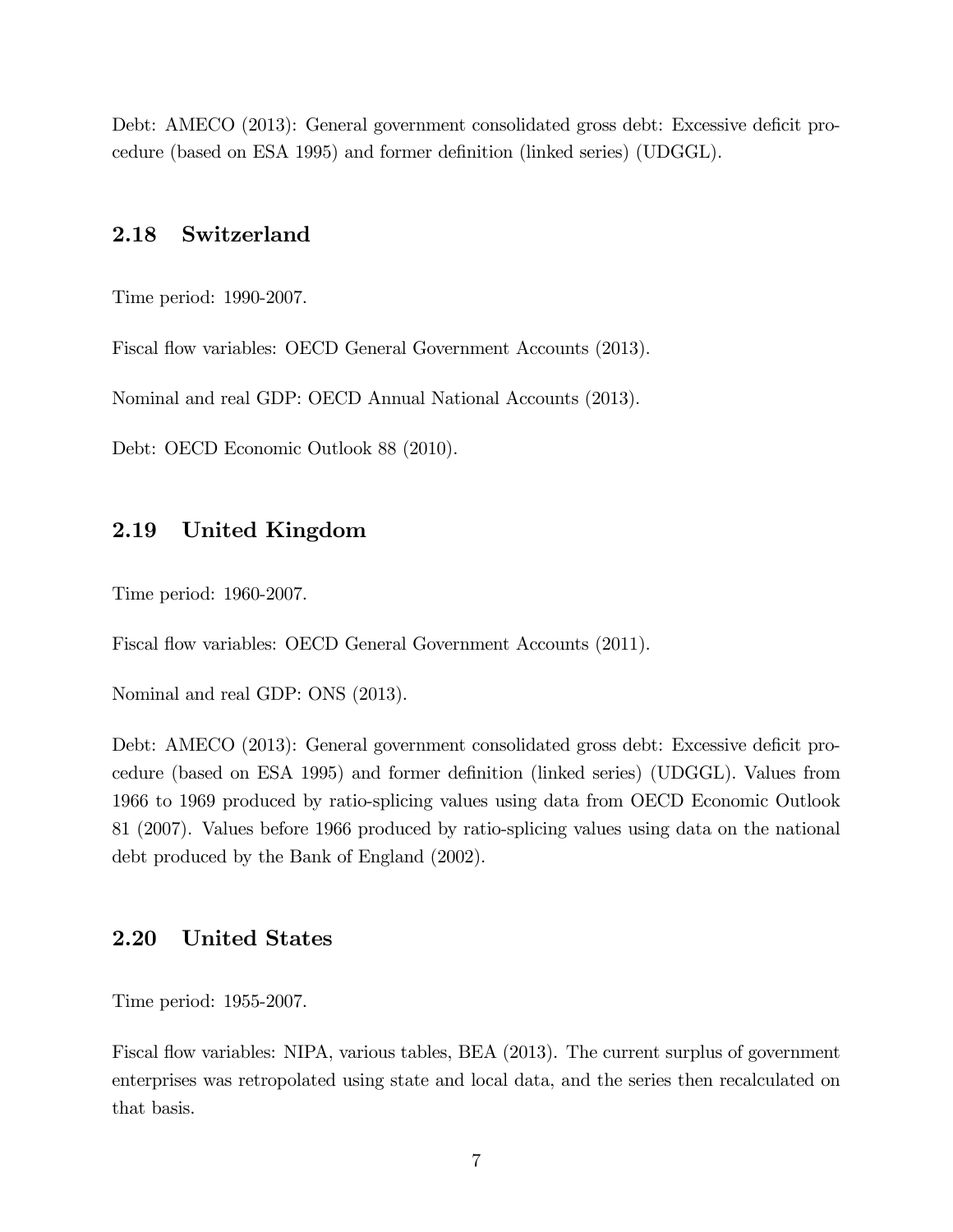Debt: AMECO (2013): General government consolidated gross debt: Excessive deficit procedure (based on ESA 1995) and former definition (linked series) (UDGGL).

## 2.18 Switzerland

Time period: 1990-2007.

Fiscal flow variables: OECD General Government Accounts (2013).

Nominal and real GDP: OECD Annual National Accounts (2013).

Debt: OECD Economic Outlook 88 (2010).

## 2.19 United Kingdom

Time period: 1960-2007.

Fiscal flow variables: OECD General Government Accounts (2011).

Nominal and real GDP: ONS (2013).

Debt: AMECO (2013): General government consolidated gross debt: Excessive deficit procedure (based on ESA 1995) and former definition (linked series) (UDGGL). Values from 1966 to 1969 produced by ratio-splicing values using data from OECD Economic Outlook 81 (2007). Values before 1966 produced by ratio-splicing values using data on the national debt produced by the Bank of England (2002).

## 2.20 United States

Time period: 1955-2007.

Fiscal flow variables: NIPA, various tables, BEA (2013). The current surplus of government enterprises was retropolated using state and local data, and the series then recalculated on that basis.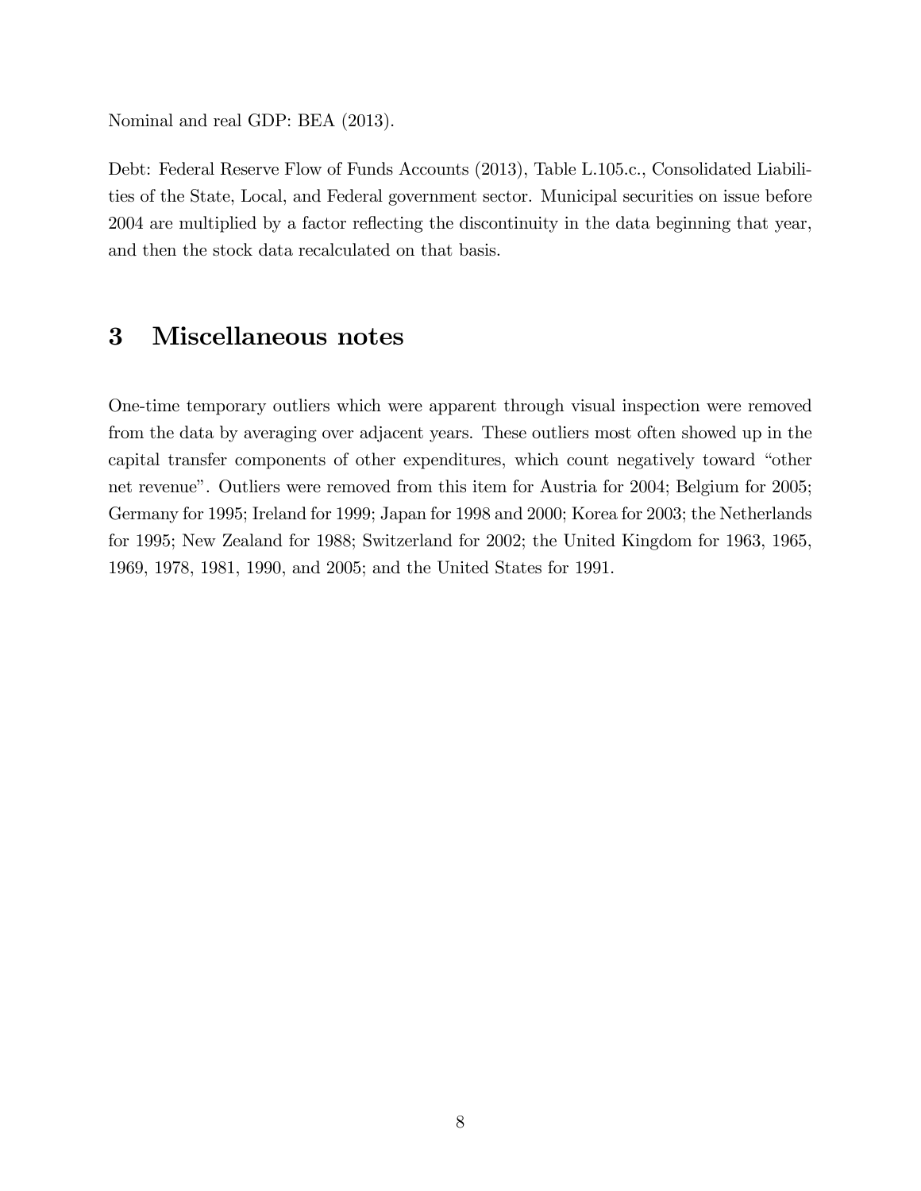Nominal and real GDP: BEA (2013).

Debt: Federal Reserve Flow of Funds Accounts (2013), Table L.105.c., Consolidated Liabilities of the State, Local, and Federal government sector. Municipal securities on issue before 2004 are multiplied by a factor reflecting the discontinuity in the data beginning that year, and then the stock data recalculated on that basis.

## 3 Miscellaneous notes

One-time temporary outliers which were apparent through visual inspection were removed from the data by averaging over adjacent years. These outliers most often showed up in the capital transfer components of other expenditures, which count negatively toward "other net revenue". Outliers were removed from this item for Austria for 2004; Belgium for 2005; Germany for 1995; Ireland for 1999; Japan for 1998 and 2000; Korea for 2003; the Netherlands for 1995; New Zealand for 1988; Switzerland for 2002; the United Kingdom for 1963, 1965, 1969, 1978, 1981, 1990, and 2005; and the United States for 1991.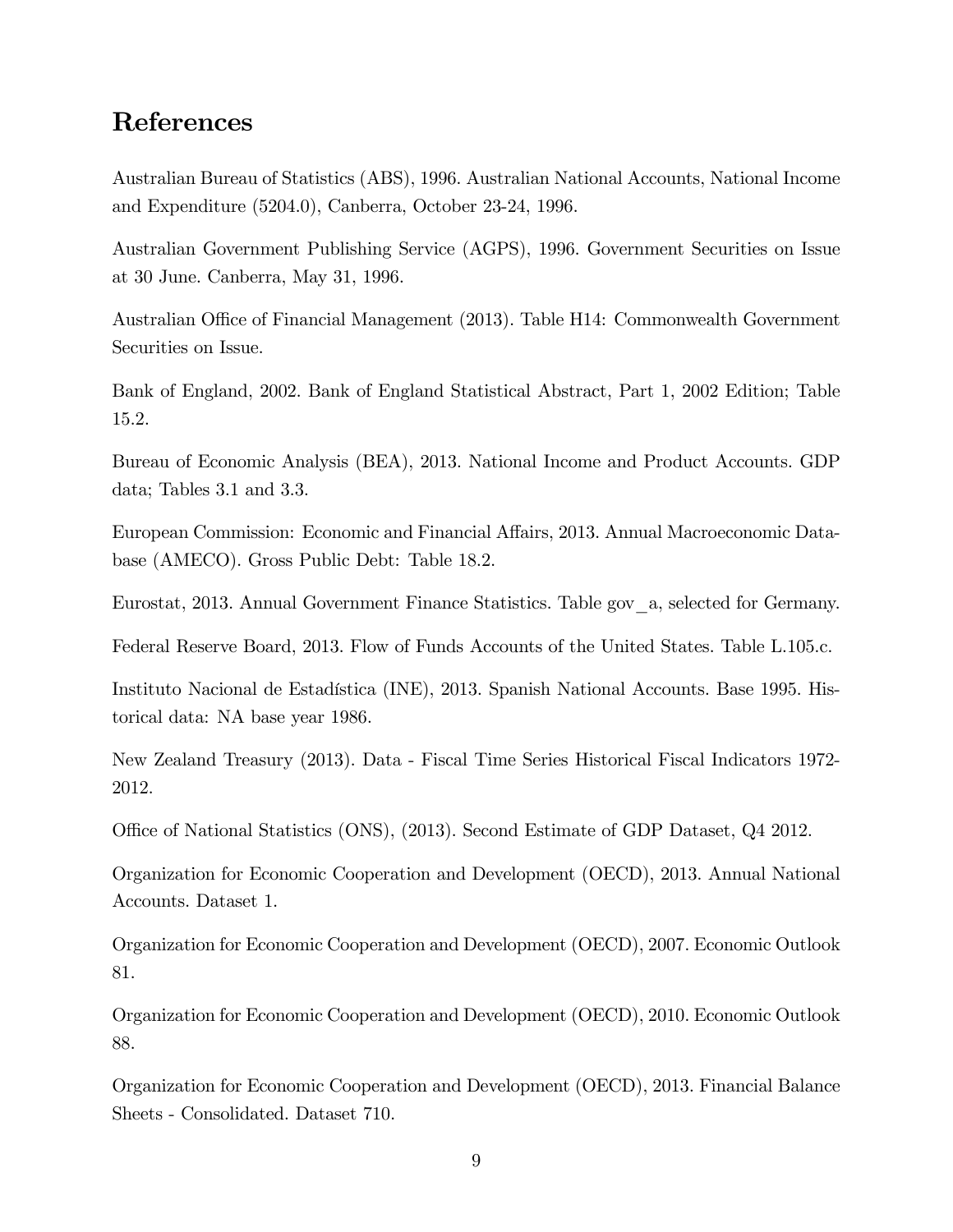## References

Australian Bureau of Statistics (ABS), 1996. Australian National Accounts, National Income and Expenditure (5204.0), Canberra, October 23-24, 1996.

Australian Government Publishing Service (AGPS), 1996. Government Securities on Issue at 30 June. Canberra, May 31, 1996.

Australian Office of Financial Management (2013). Table H14: Commonwealth Government Securities on Issue.

Bank of England, 2002. Bank of England Statistical Abstract, Part 1, 2002 Edition; Table 15.2.

Bureau of Economic Analysis (BEA), 2013. National Income and Product Accounts. GDP data; Tables 3.1 and 3.3.

European Commission: Economic and Financial Affairs, 2013. Annual Macroeconomic Database (AMECO). Gross Public Debt: Table 18.2.

Eurostat, 2013. Annual Government Finance Statistics. Table gov_a, selected for Germany.

Federal Reserve Board, 2013. Flow of Funds Accounts of the United States. Table L.105.c.

Instituto Nacional de Estadística (INE), 2013. Spanish National Accounts. Base 1995. Historical data: NA base year 1986.

New Zealand Treasury (2013). Data - Fiscal Time Series Historical Fiscal Indicators 1972-2012.

Office of National Statistics (ONS), (2013). Second Estimate of GDP Dataset, Q4 2012.

Organization for Economic Cooperation and Development (OECD), 2013. Annual National Accounts. Dataset 1.

Organization for Economic Cooperation and Development (OECD), 2007. Economic Outlook 81.

Organization for Economic Cooperation and Development (OECD), 2010. Economic Outlook 88.

Organization for Economic Cooperation and Development (OECD), 2013. Financial Balance Sheets - Consolidated. Dataset 710.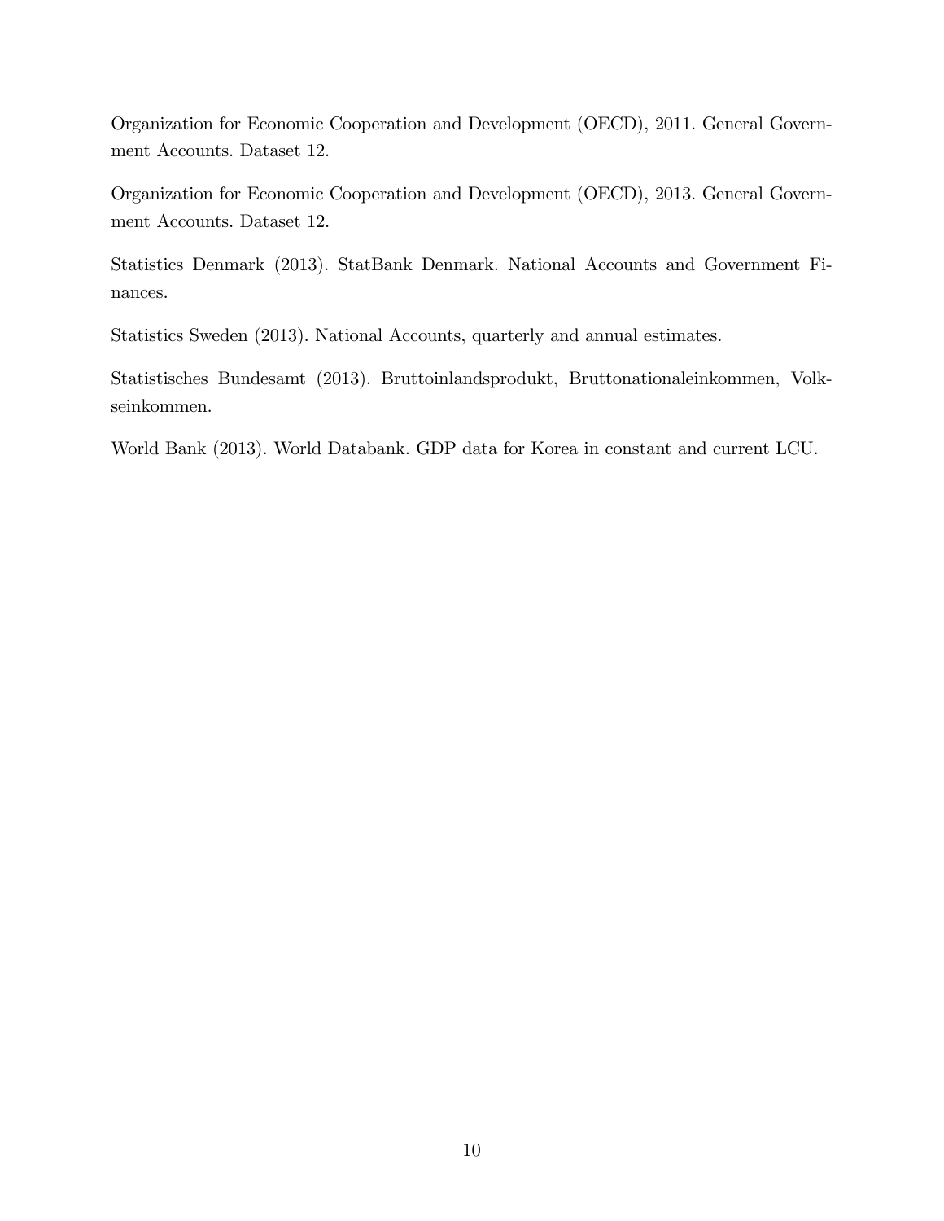Organization for Economic Cooperation and Development (OECD), 2011. General Government Accounts. Dataset 12.

Organization for Economic Cooperation and Development (OECD), 2013. General Government Accounts. Dataset 12.

Statistics Denmark (2013). StatBank Denmark. National Accounts and Government Finances.

Statistics Sweden (2013). National Accounts, quarterly and annual estimates.

Statistisches Bundesamt (2013). Bruttoinlandsprodukt, Bruttonationaleinkommen, Volkseinkommen.

World Bank (2013). World Databank. GDP data for Korea in constant and current LCU.